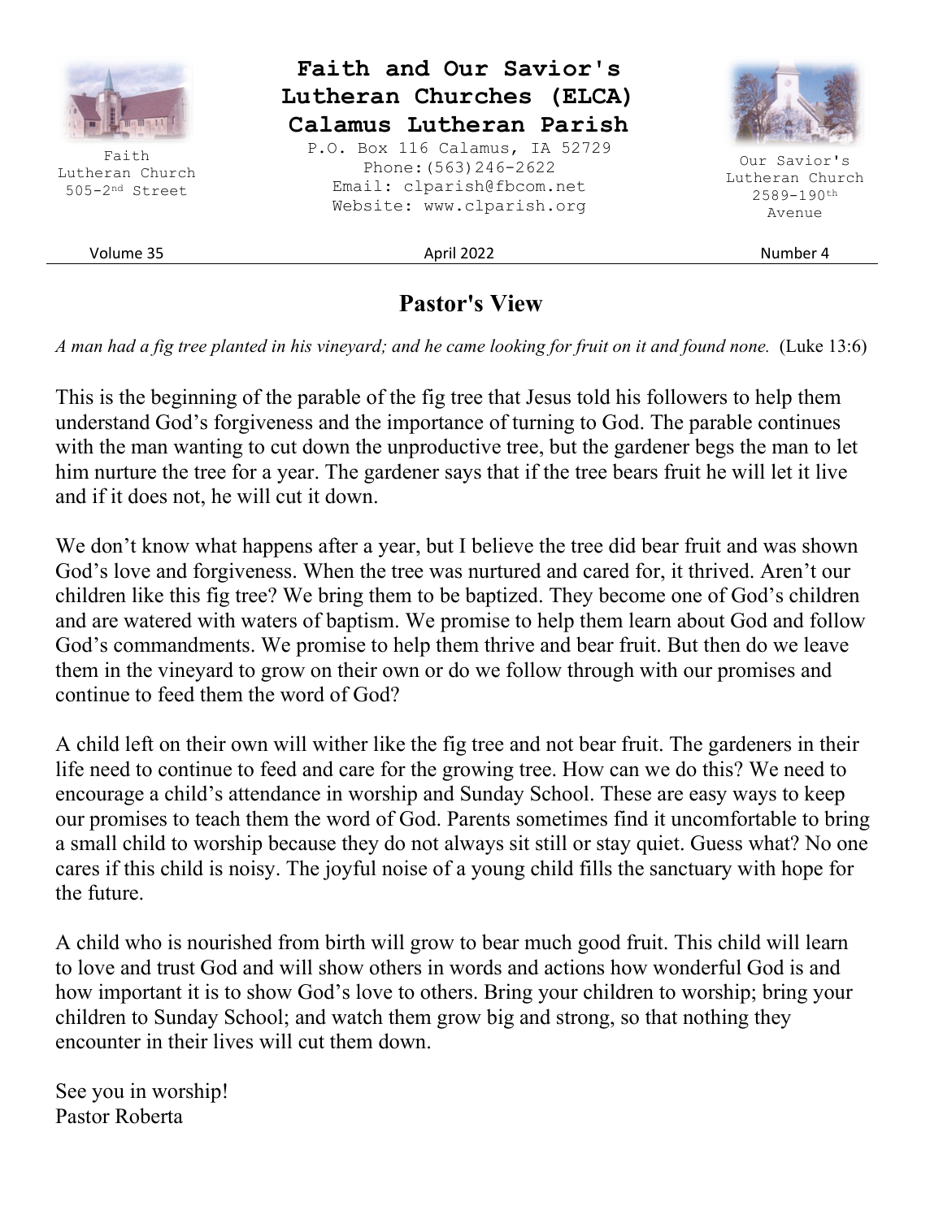# Faith and Our Savior's Lutheran Churches (ELCA)
# Calamus Lutheran Parish

P.O. Box 116 Calamus, IA 52729
Phone:(563)246-2622
Email: clparish@fbcom.net
Website: www.clparish.org

Faith Lutheran Church
505-2nd Street

Our Savior's Lutheran Church
2589-190th Avenue

Volume 35 | April 2022 | Number 4

## Pastor's View

*A man had a fig tree planted in his vineyard; and he came looking for fruit on it and found none.* (Luke 13:6)

This is the beginning of the parable of the fig tree that Jesus told his followers to help them understand God's forgiveness and the importance of turning to God. The parable continues with the man wanting to cut down the unproductive tree, but the gardener begs the man to let him nurture the tree for a year. The gardener says that if the tree bears fruit he will let it live and if it does not, he will cut it down.

We don't know what happens after a year, but I believe the tree did bear fruit and was shown God's love and forgiveness. When the tree was nurtured and cared for, it thrived. Aren't our children like this fig tree? We bring them to be baptized. They become one of God's children and are watered with waters of baptism. We promise to help them learn about God and follow God's commandments. We promise to help them thrive and bear fruit. But then do we leave them in the vineyard to grow on their own or do we follow through with our promises and continue to feed them the word of God?

A child left on their own will wither like the fig tree and not bear fruit. The gardeners in their life need to continue to feed and care for the growing tree. How can we do this? We need to encourage a child's attendance in worship and Sunday School. These are easy ways to keep our promises to teach them the word of God. Parents sometimes find it uncomfortable to bring a small child to worship because they do not always sit still or stay quiet. Guess what? No one cares if this child is noisy. The joyful noise of a young child fills the sanctuary with hope for the future.

A child who is nourished from birth will grow to bear much good fruit. This child will learn to love and trust God and will show others in words and actions how wonderful God is and how important it is to show God's love to others. Bring your children to worship; bring your children to Sunday School; and watch them grow big and strong, so that nothing they encounter in their lives will cut them down.

See you in worship!
Pastor Roberta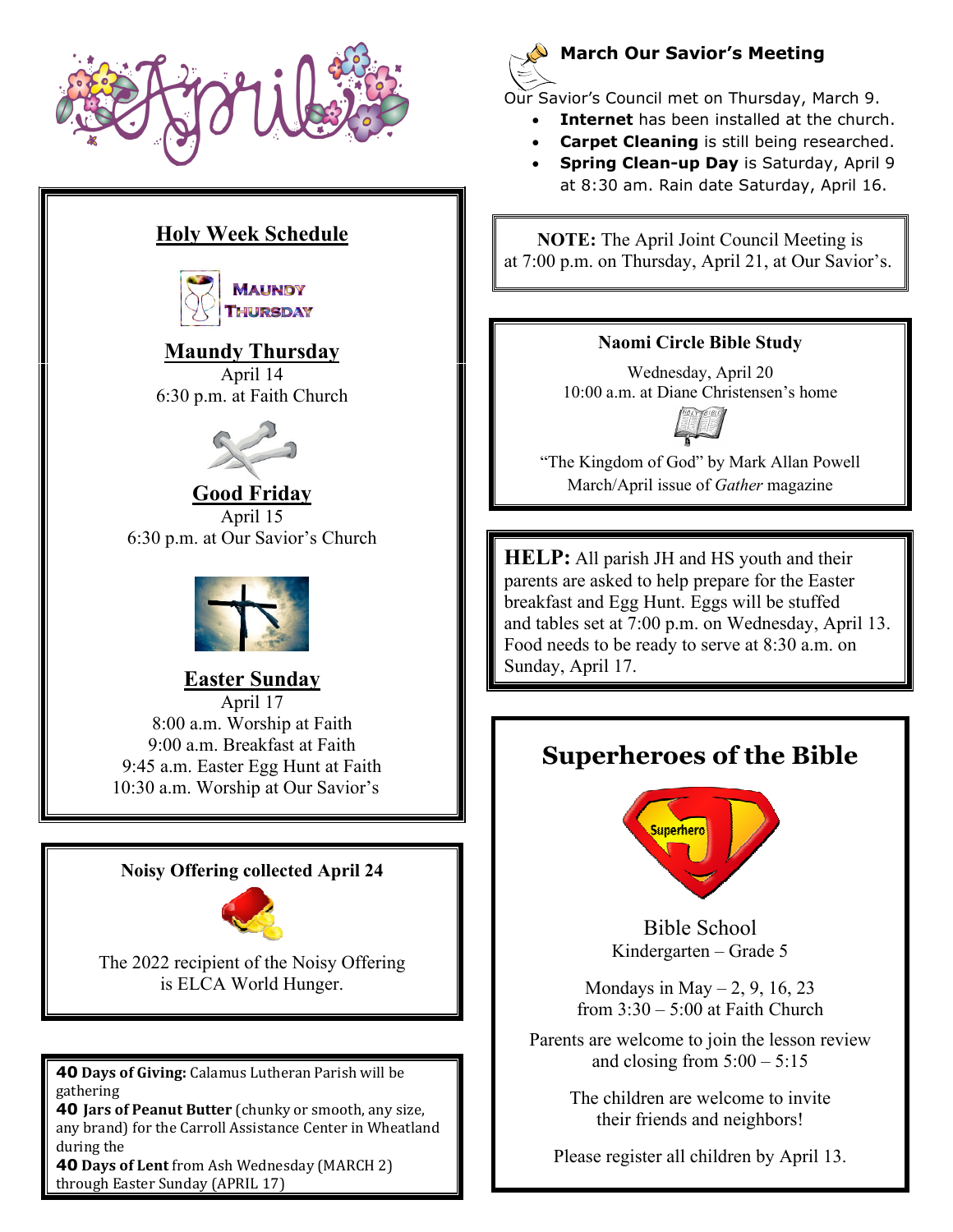# April

## Holy Week Schedule

### Maundy Thursday

April 14
6:30 p.m. at Faith Church

### Good Friday

April 15
6:30 p.m. at Our Savior's Church

### Easter Sunday

April 17
8:00 a.m. Worship at Faith
9:00 a.m. Breakfast at Faith
9:45 a.m. Easter Egg Hunt at Faith
10:30 a.m. Worship at Our Savior's

---

**Noisy Offering collected April 24**

The 2022 recipient of the Noisy Offering is ELCA World Hunger.

---

**40 Days of Giving:** Calamus Lutheran Parish will be gathering
**40 Jars of Peanut Butter** (chunky or smooth, any size, any brand) for the Carroll Assistance Center in Wheatland during the
**40 Days of Lent** from Ash Wednesday (MARCH 2) through Easter Sunday (APRIL 17)

---

## March Our Savior's Meeting

Our Savior's Council met on Thursday, March 9.

- **Internet** has been installed at the church.
- **Carpet Cleaning** is still being researched.
- **Spring Clean-up Day** is Saturday, April 9 at 8:30 am. Rain date Saturday, April 16.

---

**NOTE:** The April Joint Council Meeting is at 7:00 p.m. on Thursday, April 21, at Our Savior's.

---

**Naomi Circle Bible Study**

Wednesday, April 20
10:00 a.m. at Diane Christensen's home

"The Kingdom of God" by Mark Allan Powell
March/April issue of *Gather* magazine

---

**HELP:** All parish JH and HS youth and their parents are asked to help prepare for the Easter breakfast and Egg Hunt. Eggs will be stuffed and tables set at 7:00 p.m. on Wednesday, April 13. Food needs to be ready to serve at 8:30 a.m. on Sunday, April 17.

---

## Superheroes of the Bible

Bible School
Kindergarten – Grade 5

Mondays in May – 2, 9, 16, 23
from 3:30 – 5:00 at Faith Church

Parents are welcome to join the lesson review and closing from 5:00 – 5:15

The children are welcome to invite their friends and neighbors!

Please register all children by April 13.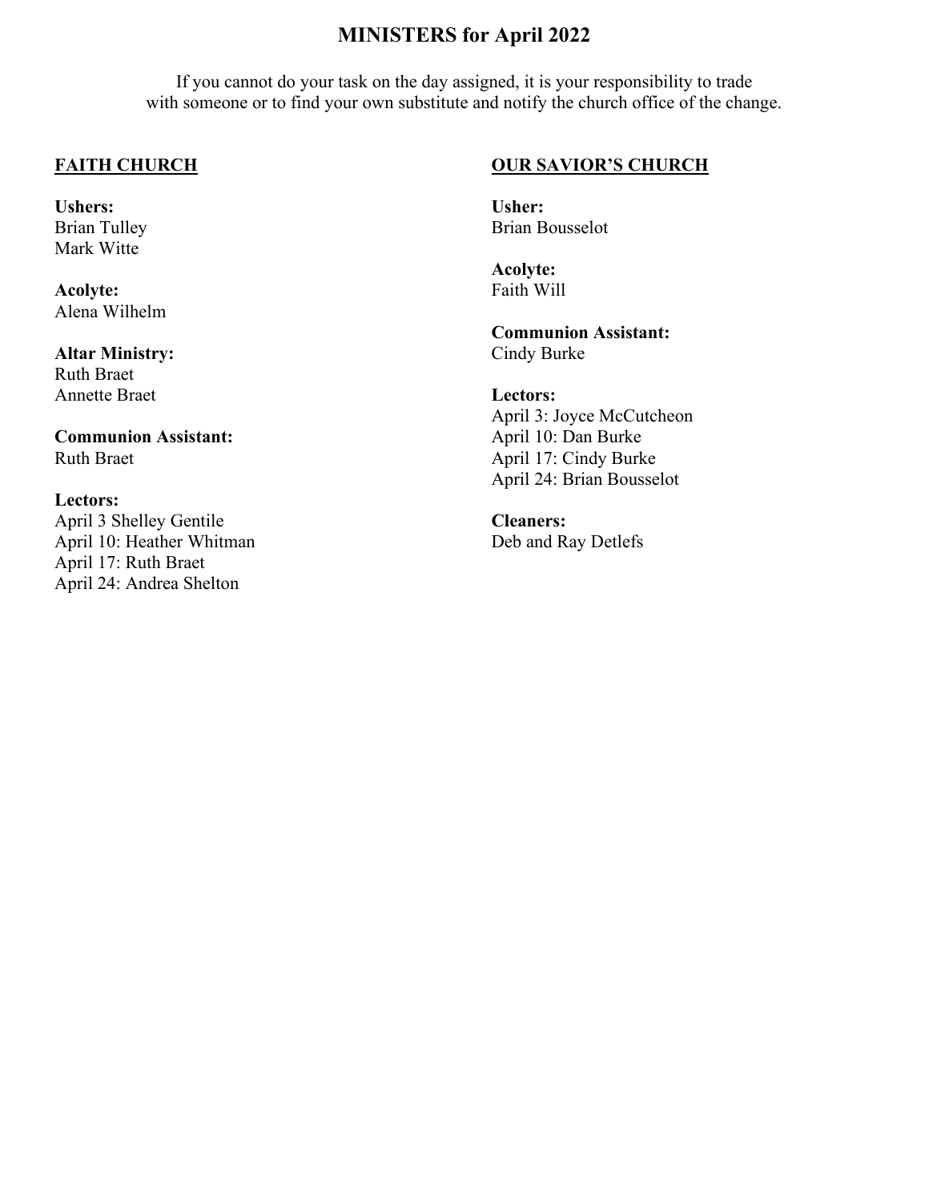# MINISTERS for April 2022

If you cannot do your task on the day assigned, it is your responsibility to trade with someone or to find your own substitute and notify the church office of the change.

## FAITH CHURCH

**Ushers:**
Brian Tulley
Mark Witte

**Acolyte:**
Alena Wilhelm

**Altar Ministry:**
Ruth Braet
Annette Braet

**Communion Assistant:**
Ruth Braet

**Lectors:**
April 3 Shelley Gentile
April 10: Heather Whitman
April 17: Ruth Braet
April 24: Andrea Shelton

## OUR SAVIOR'S CHURCH

**Usher:**
Brian Bousselot

**Acolyte:**
Faith Will

**Communion Assistant:**
Cindy Burke

**Lectors:**
April 3: Joyce McCutcheon
April 10: Dan Burke
April 17: Cindy Burke
April 24: Brian Bousselot

**Cleaners:**
Deb and Ray Detlefs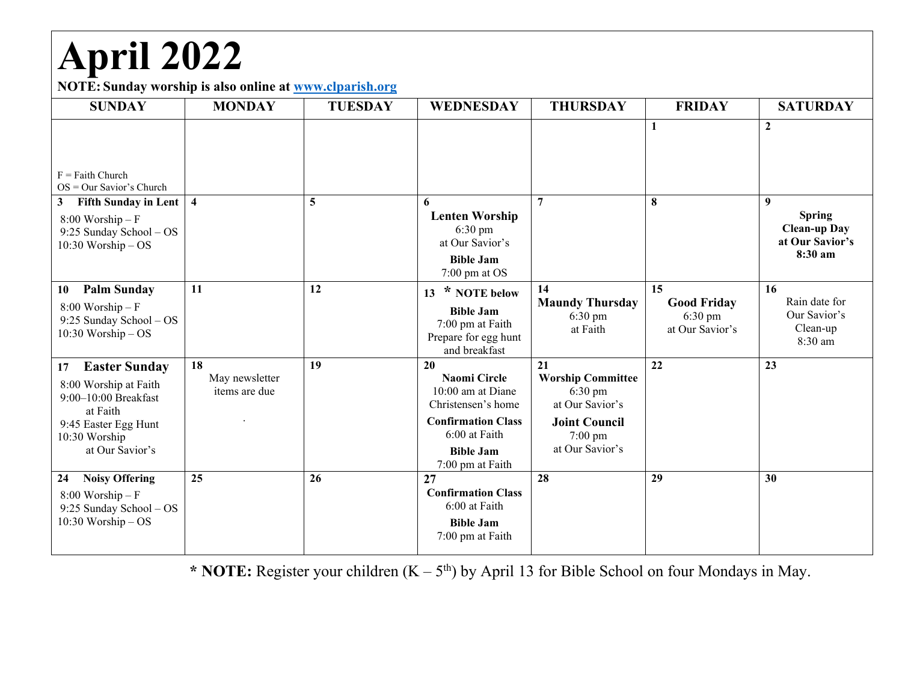# April 2022

**NOTE: Sunday worship is also online at [www.clparish.org](http://www.clparish.org)**

| SUNDAY | MONDAY | TUESDAY | WEDNESDAY | THURSDAY | FRIDAY | SATURDAY |
|---|---|---|---|---|---|---|
| F = Faith Church<br>OS = Our Savior's Church | | | | | **1** | **2** |
| **3 Fifth Sunday in Lent**<br>8:00 Worship – F<br>9:25 Sunday School – OS<br>10:30 Worship – OS | **4** | **5** | **6**<br>**Lenten Worship**<br>6:30 pm<br>at Our Savior's<br>**Bible Jam**<br>7:00 pm at OS | **7** | **8** | **9**<br>**Spring Clean-up Day at Our Savior's 8:30 am** |
| **10 Palm Sunday**<br>8:00 Worship – F<br>9:25 Sunday School – OS<br>10:30 Worship – OS | **11** | **12** | **13 * NOTE below**<br>**Bible Jam**<br>7:00 pm at Faith<br>Prepare for egg hunt and breakfast | **14**<br>**Maundy Thursday**<br>6:30 pm<br>at Faith | **15**<br>**Good Friday**<br>6:30 pm<br>at Our Savior's | **16**<br>Rain date for Our Savior's Clean-up<br>8:30 am |
| **17 Easter Sunday**<br>8:00 Worship at Faith<br>9:00–10:00 Breakfast at Faith<br>9:45 Easter Egg Hunt<br>10:30 Worship at Our Savior's | **18**<br>May newsletter items are due | **19** | **20**<br>**Naomi Circle**<br>10:00 am at Diane Christensen's home<br>**Confirmation Class**<br>6:00 at Faith<br>**Bible Jam**<br>7:00 pm at Faith | **21**<br>**Worship Committee**<br>6:30 pm<br>at Our Savior's<br>**Joint Council**<br>7:00 pm<br>at Our Savior's | **22** | **23** |
| **24 Noisy Offering**<br>8:00 Worship – F<br>9:25 Sunday School – OS<br>10:30 Worship – OS | **25** | **26** | **27**<br>**Confirmation Class**<br>6:00 at Faith<br>**Bible Jam**<br>7:00 pm at Faith | **28** | **29** | **30** |

*** NOTE:** Register your children (K – 5th) by April 13 for Bible School on four Mondays in May.